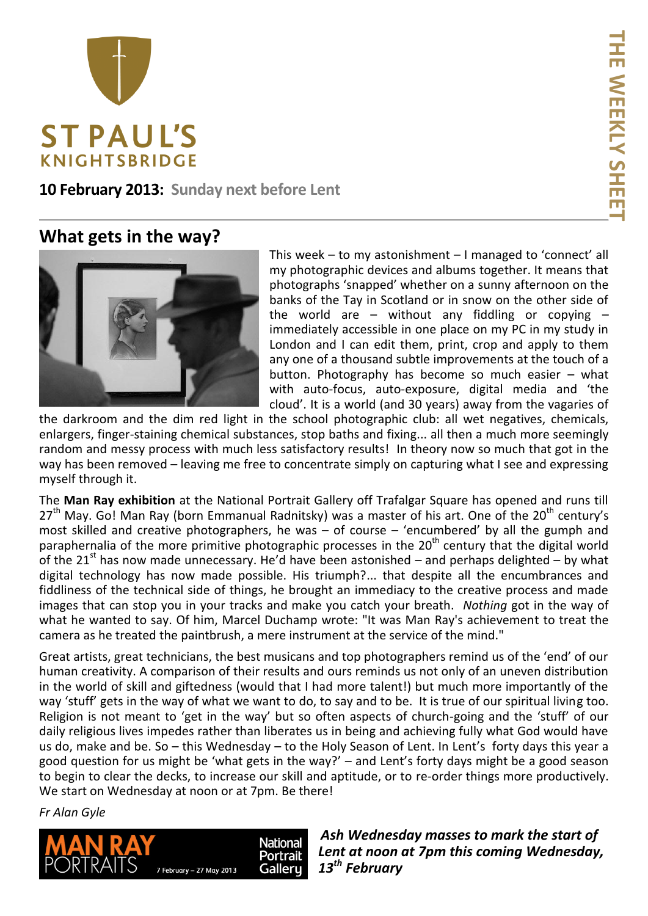# ST PAUL'S KNIGHTSBRIDGE

THE WEEKLY SHEET

**10 February 2013:** **Sunday next before Lent**

## What gets in the way?

This week – to my astonishment – I managed to 'connect' all my photographic devices and albums together. It means that photographs 'snapped' whether on a sunny afternoon on the banks of the Tay in Scotland or in snow on the other side of the world are – without any fiddling or copying – immediately accessible in one place on my PC in my study in London and I can edit them, print, crop and apply to them any one of a thousand subtle improvements at the touch of a button. Photography has become so much easier – what with auto-focus, auto-exposure, digital media and 'the cloud'. It is a world (and 30 years) away from the vagaries of the darkroom and the dim red light in the school photographic club: all wet negatives, chemicals, enlargers, finger-staining chemical substances, stop baths and fixing... all then a much more seemingly random and messy process with much less satisfactory results! In theory now so much that got in the way has been removed – leaving me free to concentrate simply on capturing what I see and expressing myself through it.

The **Man Ray exhibition** at the National Portrait Gallery off Trafalgar Square has opened and runs till 27th May. Go! Man Ray (born Emmanual Radnitsky) was a master of his art. One of the 20th century's most skilled and creative photographers, he was – of course – 'encumbered' by all the gumph and paraphernalia of the more primitive photographic processes in the 20th century that the digital world of the 21st has now made unnecessary. He'd have been astonished – and perhaps delighted – by what digital technology has now made possible. His triumph?... that despite all the encumbrances and fiddliness of the technical side of things, he brought an immediacy to the creative process and made images that can stop you in your tracks and make you catch your breath. *Nothing* got in the way of what he wanted to say. Of him, Marcel Duchamp wrote: "It was Man Ray's achievement to treat the camera as he treated the paintbrush, a mere instrument at the service of the mind."

Great artists, great technicians, the best musicans and top photographers remind us of the 'end' of our human creativity. A comparison of their results and ours reminds us not only of an uneven distribution in the world of skill and giftedness (would that I had more talent!) but much more importantly of the way 'stuff' gets in the way of what we want to do, to say and to be. It is true of our spiritual living too. Religion is not meant to 'get in the way' but so often aspects of church-going and the 'stuff' of our daily religious lives impedes rather than liberates us in being and achieving fully what God would have us do, make and be. So – this Wednesday – to the Holy Season of Lent. In Lent's forty days this year a good question for us might be 'what gets in the way?' – and Lent's forty days might be a good season to begin to clear the decks, to increase our skill and aptitude, or to re-order things more productively. We start on Wednesday at noon or at 7pm. Be there!

*Fr Alan Gyle*

MAN RAY PORTRAITS 7 February – 27 May 2013 National Portrait Gallery

***Ash Wednesday masses to mark the start of Lent at noon at 7pm this coming Wednesday, 13th February***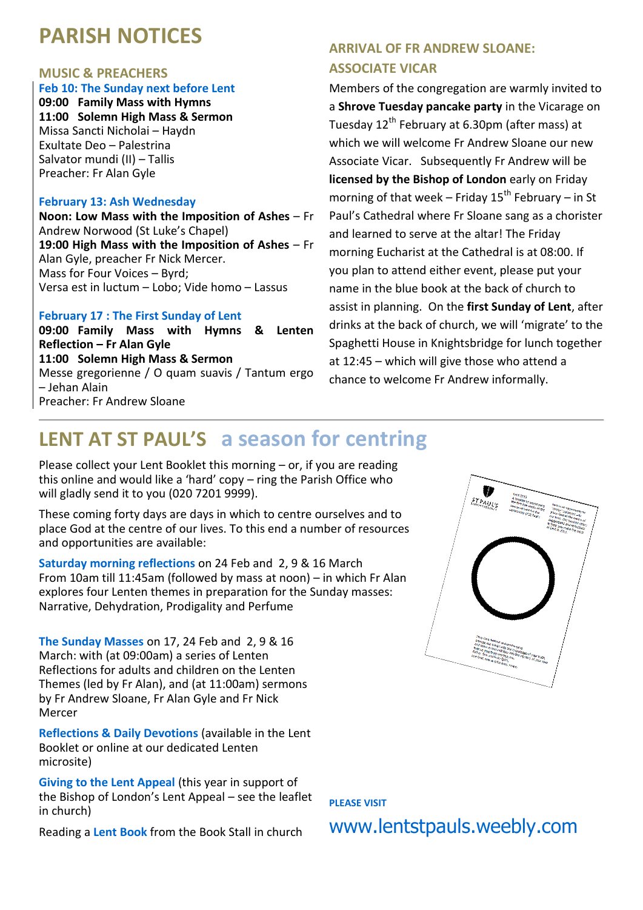# PARISH NOTICES

## MUSIC & PREACHERS

**Feb 10: The Sunday next before Lent**

**09:00 Family Mass with Hymns**
**11:00 Solemn High Mass & Sermon**
Missa Sancti Nicholai – Haydn
Exultate Deo – Palestrina
Salvator mundi (II) – Tallis
Preacher: Fr Alan Gyle

**February 13: Ash Wednesday**

**Noon: Low Mass with the Imposition of Ashes** – Fr Andrew Norwood (St Luke's Chapel)
**19:00 High Mass with the Imposition of Ashes** – Fr Alan Gyle, preacher Fr Nick Mercer.
Mass for Four Voices – Byrd;
Versa est in luctum – Lobo; Vide homo – Lassus

**February 17 : The First Sunday of Lent**

**09:00 Family Mass with Hymns & Lenten Reflection – Fr Alan Gyle**
**11:00 Solemn High Mass & Sermon**
Messe gregorienne / O quam suavis / Tantum ergo – Jehan Alain
Preacher: Fr Andrew Sloane

## ARRIVAL OF FR ANDREW SLOANE: ASSOCIATE VICAR

Members of the congregation are warmly invited to a **Shrove Tuesday pancake party** in the Vicarage on Tuesday 12th February at 6.30pm (after mass) at which we will welcome Fr Andrew Sloane our new Associate Vicar. Subsequently Fr Andrew will be **licensed by the Bishop of London** early on Friday morning of that week – Friday 15th February – in St Paul's Cathedral where Fr Sloane sang as a chorister and learned to serve at the altar! The Friday morning Eucharist at the Cathedral is at 08:00. If you plan to attend either event, please put your name in the blue book at the back of church to assist in planning. On the **first Sunday of Lent**, after drinks at the back of church, we will 'migrate' to the Spaghetti House in Knightsbridge for lunch together at 12:45 – which will give those who attend a chance to welcome Fr Andrew informally.

# LENT AT ST PAUL'S a season for centring

Please collect your Lent Booklet this morning – or, if you are reading this online and would like a 'hard' copy – ring the Parish Office who will gladly send it to you (020 7201 9999).

These coming forty days are days in which to centre ourselves and to place God at the centre of our lives. To this end a number of resources and opportunities are available:

**Saturday morning reflections** on 24 Feb and 2, 9 & 16 March
From 10am till 11:45am (followed by mass at noon) – in which Fr Alan explores four Lenten themes in preparation for the Sunday masses: Narrative, Dehydration, Prodigality and Perfume

**The Sunday Masses** on 17, 24 Feb and 2, 9 & 16 March: with (at 09:00am) a series of Lenten Reflections for adults and children on the Lenten Themes (led by Fr Alan), and (at 11:00am) sermons by Fr Andrew Sloane, Fr Alan Gyle and Fr Nick Mercer

**Reflections & Daily Devotions** (available in the Lent Booklet or online at our dedicated Lenten microsite)

**Giving to the Lent Appeal** (this year in support of the Bishop of London's Lent Appeal – see the leaflet in church)

Reading a **Lent Book** from the Book Stall in church

**PLEASE VISIT**

www.lentstpauls.weebly.com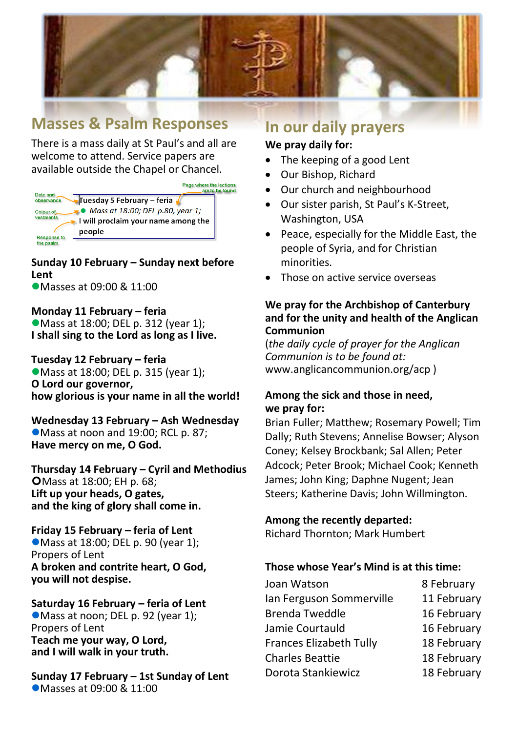## Masses & Psalm Responses

There is a mass daily at St Paul's and all are welcome to attend. Service papers are available outside the Chapel or Chancel.

Date and observance — Colour of vestments — Response to the psalm — Page where the lections are to be found

**Tuesday 5 February – feria**
● *Mass at 18:00; DEL p.80, year 1;*
**I will proclaim your name among the people**

**Sunday 10 February – Sunday next before Lent**
●Masses at 09:00 & 11:00

**Monday 11 February – feria**
●Mass at 18:00; DEL p. 312 (year 1);
**I shall sing to the Lord as long as I live.**

**Tuesday 12 February – feria**
●Mass at 18:00; DEL p. 315 (year 1);
**O Lord our governor,**
**how glorious is your name in all the world!**

**Wednesday 13 February – Ash Wednesday**
●Mass at noon and 19:00; RCL p. 87;
**Have mercy on me, O God.**

**Thursday 14 February – Cyril and Methodius**
○Mass at 18:00; EH p. 68;
**Lift up your heads, O gates,**
**and the king of glory shall come in.**

**Friday 15 February – feria of Lent**
●Mass at 18:00; DEL p. 90 (year 1);
Propers of Lent
**A broken and contrite heart, O God,**
**you will not despise.**

**Saturday 16 February – feria of Lent**
●Mass at noon; DEL p. 92 (year 1);
Propers of Lent
**Teach me your way, O Lord,**
**and I will walk in your truth.**

**Sunday 17 February – 1st Sunday of Lent**
●Masses at 09:00 & 11:00

## In our daily prayers

**We pray daily for:**

- The keeping of a good Lent
- Our Bishop, Richard
- Our church and neighbourhood
- Our sister parish, St Paul's K-Street, Washington, USA
- Peace, especially for the Middle East, the people of Syria, and for Christian minorities.
- Those on active service overseas

**We pray for the Archbishop of Canterbury and for the unity and health of the Anglican Communion**
(*the daily cycle of prayer for the Anglican Communion is to be found at:* www.anglicancommunion.org/acp )

**Among the sick and those in need, we pray for:**
Brian Fuller; Matthew; Rosemary Powell; Tim Dally; Ruth Stevens; Annelise Bowser; Alyson Coney; Kelsey Brockbank; Sal Allen; Peter Adcock; Peter Brook; Michael Cook; Kenneth James; John King; Daphne Nugent; Jean Steers; Katherine Davis; John Willmington.

**Among the recently departed:**
Richard Thornton; Mark Humbert

**Those whose Year's Mind is at this time:**

| | |
|---|---|
| Joan Watson | 8 February |
| Ian Ferguson Sommerville | 11 February |
| Brenda Tweddle | 16 February |
| Jamie Courtauld | 16 February |
| Frances Elizabeth Tully | 18 February |
| Charles Beattie | 18 February |
| Dorota Stankiewicz | 18 February |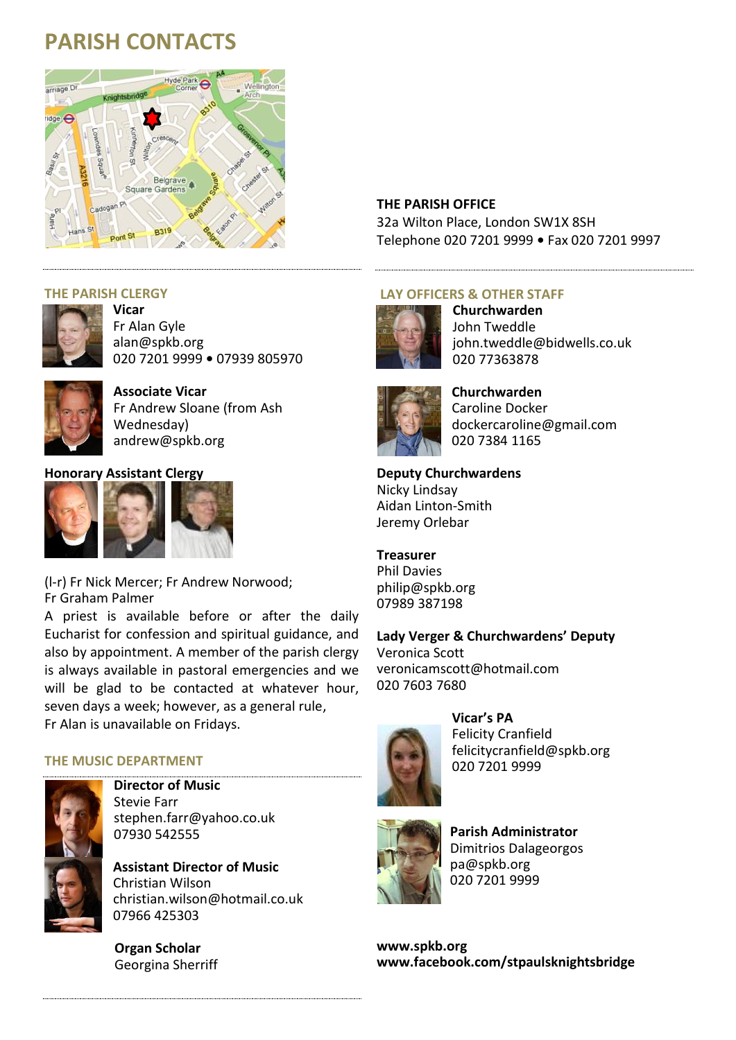# PARISH CONTACTS

**THE PARISH OFFICE**
32a Wilton Place, London SW1X 8SH
Telephone 020 7201 9999 • Fax 020 7201 9997

## THE PARISH CLERGY

**Vicar**
Fr Alan Gyle
alan@spkb.org
020 7201 9999 • 07939 805970

**Associate Vicar**
Fr Andrew Sloane (from Ash Wednesday)
andrew@spkb.org

**Honorary Assistant Clergy**

(l-r) Fr Nick Mercer; Fr Andrew Norwood; Fr Graham Palmer

A priest is available before or after the daily Eucharist for confession and spiritual guidance, and also by appointment. A member of the parish clergy is always available in pastoral emergencies and we will be glad to be contacted at whatever hour, seven days a week; however, as a general rule, Fr Alan is unavailable on Fridays.

## THE MUSIC DEPARTMENT

**Director of Music**
Stevie Farr
stephen.farr@yahoo.co.uk
07930 542555

**Assistant Director of Music**
Christian Wilson
christian.wilson@hotmail.co.uk
07966 425303

**Organ Scholar**
Georgina Sherriff

## LAY OFFICERS & OTHER STAFF

**Churchwarden**
John Tweddle
john.tweddle@bidwells.co.uk
020 77363878

**Churchwarden**
Caroline Docker
dockercaroline@gmail.com
020 7384 1165

**Deputy Churchwardens**
Nicky Lindsay
Aidan Linton-Smith
Jeremy Orlebar

**Treasurer**
Phil Davies
philip@spkb.org
07989 387198

**Lady Verger & Churchwardens' Deputy**
Veronica Scott
veronicamscott@hotmail.com
020 7603 7680

**Vicar's PA**
Felicity Cranfield
felicitycranfield@spkb.org
020 7201 9999

**Parish Administrator**
Dimitrios Dalageorgos
pa@spkb.org
020 7201 9999

**www.spkb.org**
**www.facebook.com/stpaulsknightsbridge**